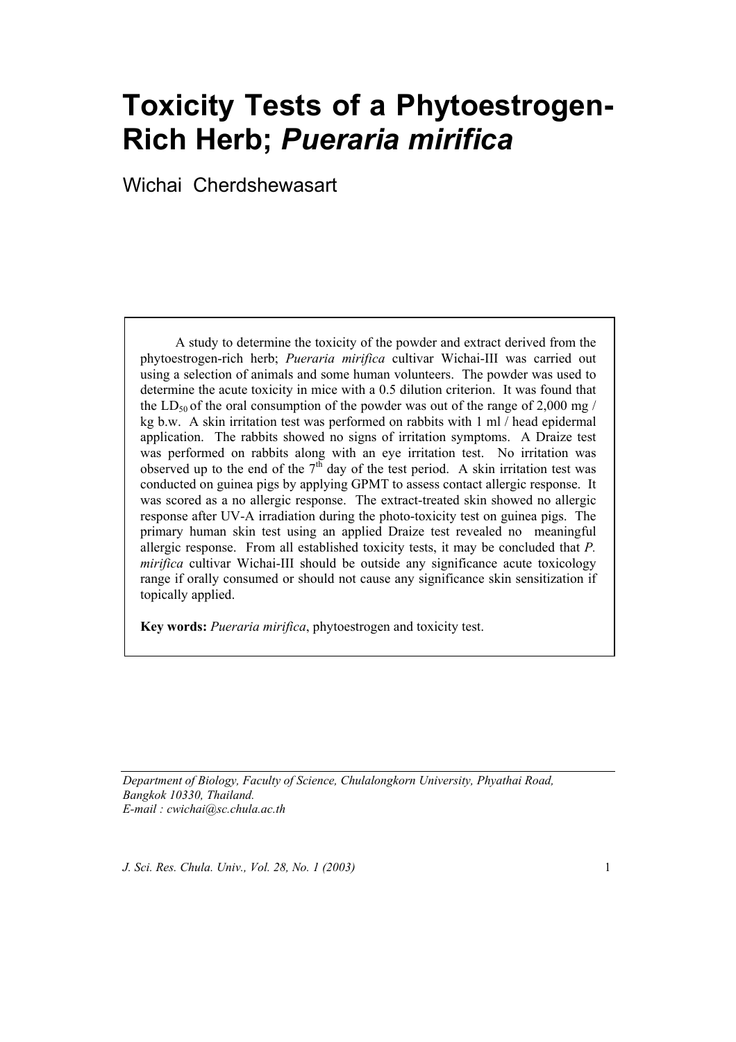# Toxicity Tests of a Phytoestrogen-Rich Herb; *Pueraria mirifica*

Wichai Cherdshewasart

A study to determine the toxicity of the powder and extract derived from the phytoestrogen-rich herb; *Pueraria mirifica* cultivar Wichai-III was carried out using a selection of animals and some human volunteers. The powder was used to determine the acute toxicity in mice with a 0.5 dilution criterion. It was found that the $LD_{50}$ of the oral consumption of the powder was out of the range of 2,000 mg / kg b.w. A skin irritation test was performed on rabbits with 1 ml / head epidermal application. The rabbits showed no signs of irritation symptoms. A Draize test was performed on rabbits along with an eye irritation test. No irritation was observed up to the end of the 7th day of the test period. A skin irritation test was conducted on guinea pigs by applying GPMT to assess contact allergic response. It was scored as a no allergic response. The extract-treated skin showed no allergic response after UV-A irradiation during the photo-toxicity test on guinea pigs. The primary human skin test using an applied Draize test revealed no meaningful allergic response. From all established toxicity tests, it may be concluded that *P. mirifica* cultivar Wichai-III should be outside any significance acute toxicology range if orally consumed or should not cause any significance skin sensitization if topically applied.

**Key words:** *Pueraria mirifica*, phytoestrogen and toxicity test.

*Department of Biology, Faculty of Science, Chulalongkorn University, Phyathai Road, Bangkok 10330, Thailand.*
*E-mail : cwichai@sc.chula.ac.th*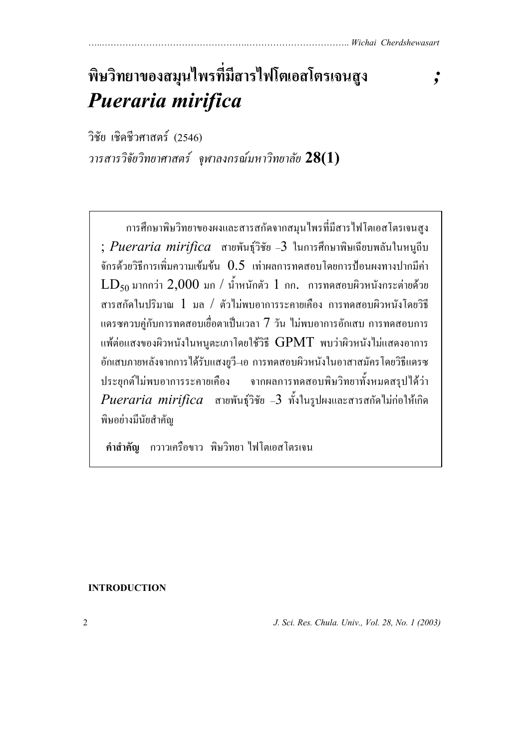# พิษวิทยาของสมุนไพรที่มีสารไฟโตเอสโตรเจนสูง ; *Pueraria mirifica*

วิชัย เชิดชีวศาสตร์ (2546)

*วารสารวิจัยวิทยาศาสตร์ จุฬาลงกรณ์มหาวิทยาลัย* **28(1)**

> การศึกษาพิษวิทยาของผงและสารสกัดจากสมุนไพรที่มีสารไฟโตเอสโตรเจนสูง ; *Pueraria mirifica* สายพันธุ์วิชัย –3 ในการศึกษาพิษเฉียบพลันในหนูถีบจักรด้วยวิธีการเพิ่มความเข้มข้น 0.5 เท่าผลการทดสอบโดยการป้อนผงทางปากมีค่า $LD_{50}$ มากกว่า 2,000 มก / น้ำหนักตัว 1 กก. การทดสอบผิวหนังกระต่ายด้วยสารสกัดในปริมาณ 1 มล / ตัวไม่พบอาการระคายเคือง การทดสอบผิวหนังโดยวิธีแดรซควบคู่กับการทดสอบเยื่อตาเป็นเวลา 7 วัน ไม่พบอาการอักเสบ การทดสอบการแพ้ต่อแสงของผิวหนังในหนูตะเภาโดยใช้วิธี GPMT พบว่าผิวหนังไม่แสดงอาการอักเสบภายหลังจากการได้รับแสงยูวี–เอ การทดสอบผิวหนังในอาสาสมัครโดยวิธีแดรซประยุกต์ไม่พบอาการระคายเคือง จากผลการทดสอบพิษวิทยาทั้งหมดสรุปได้ว่า *Pueraria mirifica* สายพันธุ์วิชัย –3 ทั้งในรูปผงและสารสกัดไม่ก่อให้เกิดพิษอย่างมีนัยสำคัญ
>
> **คำสำคัญ** กวาวเครือขาว พิษวิทยา ไฟโตเอสโตรเจน

**INTRODUCTION**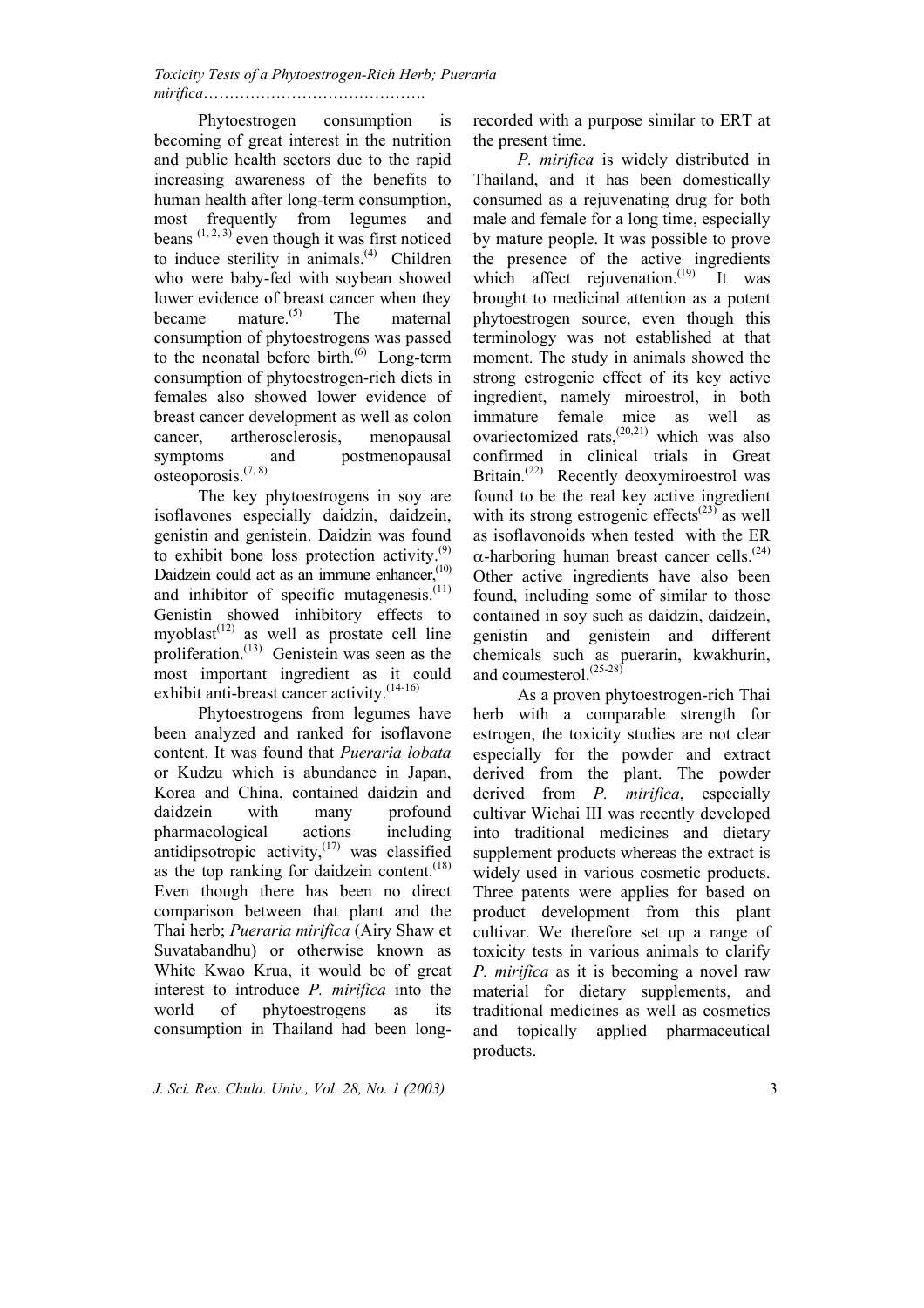Phytoestrogen consumption is becoming of great interest in the nutrition and public health sectors due to the rapid increasing awareness of the benefits to human health after long-term consumption, most frequently from legumes and beans [1, 2, 3] even though it was first noticed to induce sterility in animals.[4] Children who were baby-fed with soybean showed lower evidence of breast cancer when they became mature.[5] The maternal consumption of phytoestrogens was passed to the neonatal before birth.[6] Long-term consumption of phytoestrogen-rich diets in females also showed lower evidence of breast cancer development as well as colon cancer, artherosclerosis, menopausal symptoms and postmenopausal osteoporosis.[7, 8]

The key phytoestrogens in soy are isoflavones especially daidzin, daidzein, genistin and genistein. Daidzin was found to exhibit bone loss protection activity.[9] Daidzein could act as an immune enhancer,[10] and inhibitor of specific mutagenesis.[11] Genistin showed inhibitory effects to myoblast[12] as well as prostate cell line proliferation.[13] Genistein was seen as the most important ingredient as it could exhibit anti-breast cancer activity.[14-16]

Phytoestrogens from legumes have been analyzed and ranked for isoflavone content. It was found that *Pueraria lobata* or Kudzu which is abundance in Japan, Korea and China, contained daidzin and daidzein with many profound pharmacological actions including antidipsotropic activity,[17] was classified as the top ranking for daidzein content.[18] Even though there has been no direct comparison between that plant and the Thai herb; *Pueraria mirifica* (Airy Shaw et Suvatabandhu) or otherwise known as White Kwao Krua, it would be of great interest to introduce *P. mirifica* into the world of phytoestrogens as its consumption in Thailand had been long-recorded with a purpose similar to ERT at the present time.

*P. mirifica* is widely distributed in Thailand, and it has been domestically consumed as a rejuvenating drug for both male and female for a long time, especially by mature people. It was possible to prove the presence of the active ingredients which affect rejuvenation.[19] It was brought to medicinal attention as a potent phytoestrogen source, even though this terminology was not established at that moment. The study in animals showed the strong estrogenic effect of its key active ingredient, namely miroestrol, in both immature female mice as well as ovariectomized rats,[20,21] which was also confirmed in clinical trials in Great Britain.[22] Recently deoxymiroestrol was found to be the real key active ingredient with its strong estrogenic effects[23] as well as isoflavonoids when tested with the ER $\alpha$-harboring human breast cancer cells.[24] Other active ingredients have also been found, including some of similar to those contained in soy such as daidzin, daidzein, genistin and genistein and different chemicals such as puerarin, kwakhurin, and coumesterol.[25-28]

As a proven phytoestrogen-rich Thai herb with a comparable strength for estrogen, the toxicity studies are not clear especially for the powder and extract derived from the plant. The powder derived from *P. mirifica*, especially cultivar Wichai III was recently developed into traditional medicines and dietary supplement products whereas the extract is widely used in various cosmetic products. Three patents were applies for based on product development from this plant cultivar. We therefore set up a range of toxicity tests in various animals to clarify *P. mirifica* as it is becoming a novel raw material for dietary supplements, and traditional medicines as well as cosmetics and topically applied pharmaceutical products.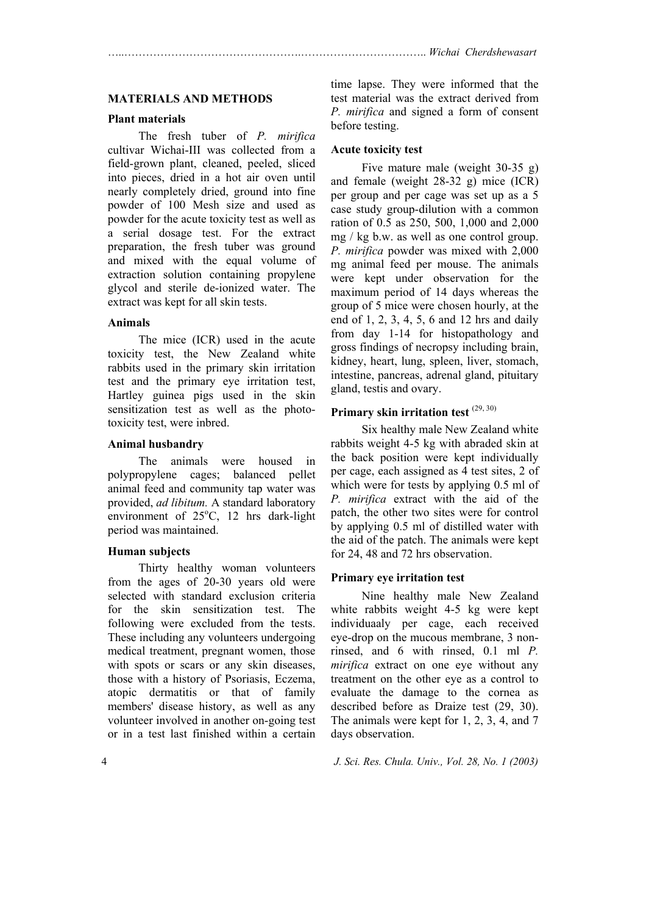## MATERIALS AND METHODS

### Plant materials

The fresh tuber of *P. mirifica* cultivar Wichai-III was collected from a field-grown plant, cleaned, peeled, sliced into pieces, dried in a hot air oven until nearly completely dried, ground into fine powder of 100 Mesh size and used as powder for the acute toxicity test as well as a serial dosage test. For the extract preparation, the fresh tuber was ground and mixed with the equal volume of extraction solution containing propylene glycol and sterile de-ionized water. The extract was kept for all skin tests.

### Animals

The mice (ICR) used in the acute toxicity test, the New Zealand white rabbits used in the primary skin irritation test and the primary eye irritation test, Hartley guinea pigs used in the skin sensitization test as well as the photo-toxicity test, were inbred.

### Animal husbandry

The animals were housed in polypropylene cages; balanced pellet animal feed and community tap water was provided, *ad libitum.* A standard laboratory environment of 25°C, 12 hrs dark-light period was maintained.

### Human subjects

Thirty healthy woman volunteers from the ages of 20-30 years old were selected with standard exclusion criteria for the skin sensitization test. The following were excluded from the tests. These including any volunteers undergoing medical treatment, pregnant women, those with spots or scars or any skin diseases, those with a history of Psoriasis, Eczema, atopic dermatitis or that of family members' disease history, as well as any volunteer involved in another on-going test or in a test last finished within a certain time lapse. They were informed that the test material was the extract derived from *P. mirifica* and signed a form of consent before testing.

### Acute toxicity test

Five mature male (weight 30-35 g) and female (weight 28-32 g) mice (ICR) per group and per cage was set up as a 5 case study group-dilution with a common ration of 0.5 as 250, 500, 1,000 and 2,000 mg / kg b.w. as well as one control group. *P. mirifica* powder was mixed with 2,000 mg animal feed per mouse. The animals were kept under observation for the maximum period of 14 days whereas the group of 5 mice were chosen hourly, at the end of 1, 2, 3, 4, 5, 6 and 12 hrs and daily from day 1-14 for histopathology and gross findings of necropsy including brain, kidney, heart, lung, spleen, liver, stomach, intestine, pancreas, adrenal gland, pituitary gland, testis and ovary.

### Primary skin irritation test [29, 30]

Six healthy male New Zealand white rabbits weight 4-5 kg with abraded skin at the back position were kept individually per cage, each assigned as 4 test sites, 2 of which were for tests by applying 0.5 ml of *P. mirifica* extract with the aid of the patch, the other two sites were for control by applying 0.5 ml of distilled water with the aid of the patch. The animals were kept for 24, 48 and 72 hrs observation.

### Primary eye irritation test

Nine healthy male New Zealand white rabbits weight 4-5 kg were kept individuaaly per cage, each received eye-drop on the mucous membrane, 3 non-rinsed, and 6 with rinsed, 0.1 ml *P. mirifica* extract on one eye without any treatment on the other eye as a control to evaluate the damage to the cornea as described before as Draize test (29, 30). The animals were kept for 1, 2, 3, 4, and 7 days observation.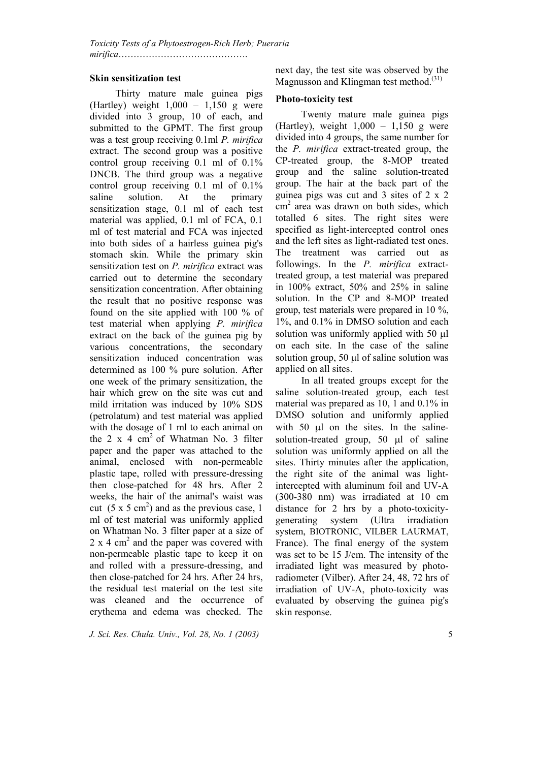### Skin sensitization test

Thirty mature male guinea pigs (Hartley) weight 1,000 – 1,150 g were divided into 3 group, 10 of each, and submitted to the GPMT. The first group was a test group receiving 0.1ml *P. mirifica* extract. The second group was a positive control group receiving 0.1 ml of 0.1% DNCB. The third group was a negative control group receiving 0.1 ml of 0.1% saline solution. At the primary sensitization stage, 0.1 ml of each test material was applied, 0.1 ml of FCA, 0.1 ml of test material and FCA was injected into both sides of a hairless guinea pig's stomach skin. While the primary skin sensitization test on *P. mirifica* extract was carried out to determine the secondary sensitization concentration. After obtaining the result that no positive response was found on the site applied with 100 % of test material when applying *P. mirifica* extract on the back of the guinea pig by various concentrations, the secondary sensitization induced concentration was determined as 100 % pure solution. After one week of the primary sensitization, the hair which grew on the site was cut and mild irritation was induced by 10% SDS (petrolatum) and test material was applied with the dosage of 1 ml to each animal on the 2 x 4 $cm^2$ of Whatman No. 3 filter paper and the paper was attached to the animal, enclosed with non-permeable plastic tape, rolled with pressure-dressing then close-patched for 48 hrs. After 2 weeks, the hair of the animal's waist was cut (5 x 5 $cm^2$) and as the previous case, 1 ml of test material was uniformly applied on Whatman No. 3 filter paper at a size of 2 x 4 $cm^2$ and the paper was covered with non-permeable plastic tape to keep it on and rolled with a pressure-dressing, and then close-patched for 24 hrs. After 24 hrs, the residual test material on the test site was cleaned and the occurrence of erythema and edema was checked. The next day, the test site was observed by the Magnusson and Klingman test method.[31]

### Photo-toxicity test

Twenty mature male guinea pigs (Hartley), weight 1,000 – 1,150 g were divided into 4 groups, the same number for the *P. mirifica* extract-treated group, the CP-treated group, the 8-MOP treated group and the saline solution-treated group. The hair at the back part of the guinea pigs was cut and 3 sites of 2 x 2 $cm^2$ area was drawn on both sides, which totalled 6 sites. The right sites were specified as light-intercepted control ones and the left sites as light-radiated test ones. The treatment was carried out as followings. In the *P. mirifica* extract-treated group, a test material was prepared in 100% extract, 50% and 25% in saline solution. In the CP and 8-MOP treated group, test materials were prepared in 10 %, 1%, and 0.1% in DMSO solution and each solution was uniformly applied with 50 µl on each site. In the case of the saline solution group, 50 µl of saline solution was applied on all sites.

In all treated groups except for the saline solution-treated group, each test material was prepared as 10, 1 and 0.1% in DMSO solution and uniformly applied with 50 µl on the sites. In the saline-solution-treated group, 50 µl of saline solution was uniformly applied on all the sites. Thirty minutes after the application, the right site of the animal was light-intercepted with aluminum foil and UV-A (300-380 nm) was irradiated at 10 cm distance for 2 hrs by a photo-toxicity-generating system (Ultra irradiation system, BIOTRONIC, VILBER LAURMAT, France). The final energy of the system was set to be 15 J/cm. The intensity of the irradiated light was measured by photo-radiometer (Vilber). After 24, 48, 72 hrs of irradiation of UV-A, photo-toxicity was evaluated by observing the guinea pig's skin response.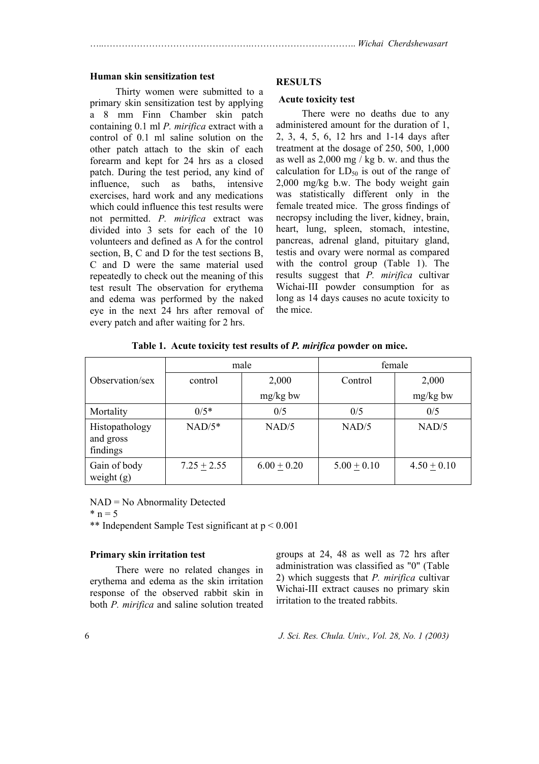### Human skin sensitization test

Thirty women were submitted to a primary skin sensitization test by applying a 8 mm Finn Chamber skin patch containing 0.1 ml *P. mirifica* extract with a control of 0.1 ml saline solution on the other patch attach to the skin of each forearm and kept for 24 hrs as a closed patch. During the test period, any kind of influence, such as baths, intensive exercises, hard work and any medications which could influence this test results were not permitted. *P. mirifica* extract was divided into 3 sets for each of the 10 volunteers and defined as A for the control section, B, C and D for the test sections B, C and D were the same material used repeatedly to check out the meaning of this test result The observation for erythema and edema was performed by the naked eye in the next 24 hrs after removal of every patch and after waiting for 2 hrs.

## RESULTS

### Acute toxicity test

There were no deaths due to any administered amount for the duration of 1, 2, 3, 4, 5, 6, 12 hrs and 1-14 days after treatment at the dosage of 250, 500, 1,000 as well as 2,000 mg / kg b. w. and thus the calculation for $LD_{50}$ is out of the range of 2,000 mg/kg b.w. The body weight gain was statistically different only in the female treated mice. The gross findings of necropsy including the liver, kidney, brain, heart, lung, spleen, stomach, intestine, pancreas, adrenal gland, pituitary gland, testis and ovary were normal as compared with the control group (Table 1). The results suggest that *P. mirifica* cultivar Wichai-III powder consumption for as long as 14 days causes no acute toxicity to the mice.

**Table 1. Acute toxicity test results of *P. mirifica* powder on mice.**

| Observation/sex | male | | female | |
|---|---|---|---|---|
| | control | 2,000 mg/kg bw | Control | 2,000 mg/kg bw |
| Mortality | 0/5* | 0/5 | 0/5 | 0/5 |
| Histopathology and gross findings | NAD/5* | NAD/5 | NAD/5 | NAD/5 |
| Gain of body weight (g) | 7.25 ± 2.55 | 6.00 ± 0.20 | 5.00 ± 0.10 | 4.50 ± 0.10 |

NAD = No Abnormality Detected

\* n = 5

\*\* Independent Sample Test significant at $p < 0.001$

### Primary skin irritation test

There were no related changes in erythema and edema as the skin irritation response of the observed rabbit skin in both *P. mirifica* and saline solution treated groups at 24, 48 as well as 72 hrs after administration was classified as "0" (Table 2) which suggests that *P. mirifica* cultivar Wichai-III extract causes no primary skin irritation to the treated rabbits.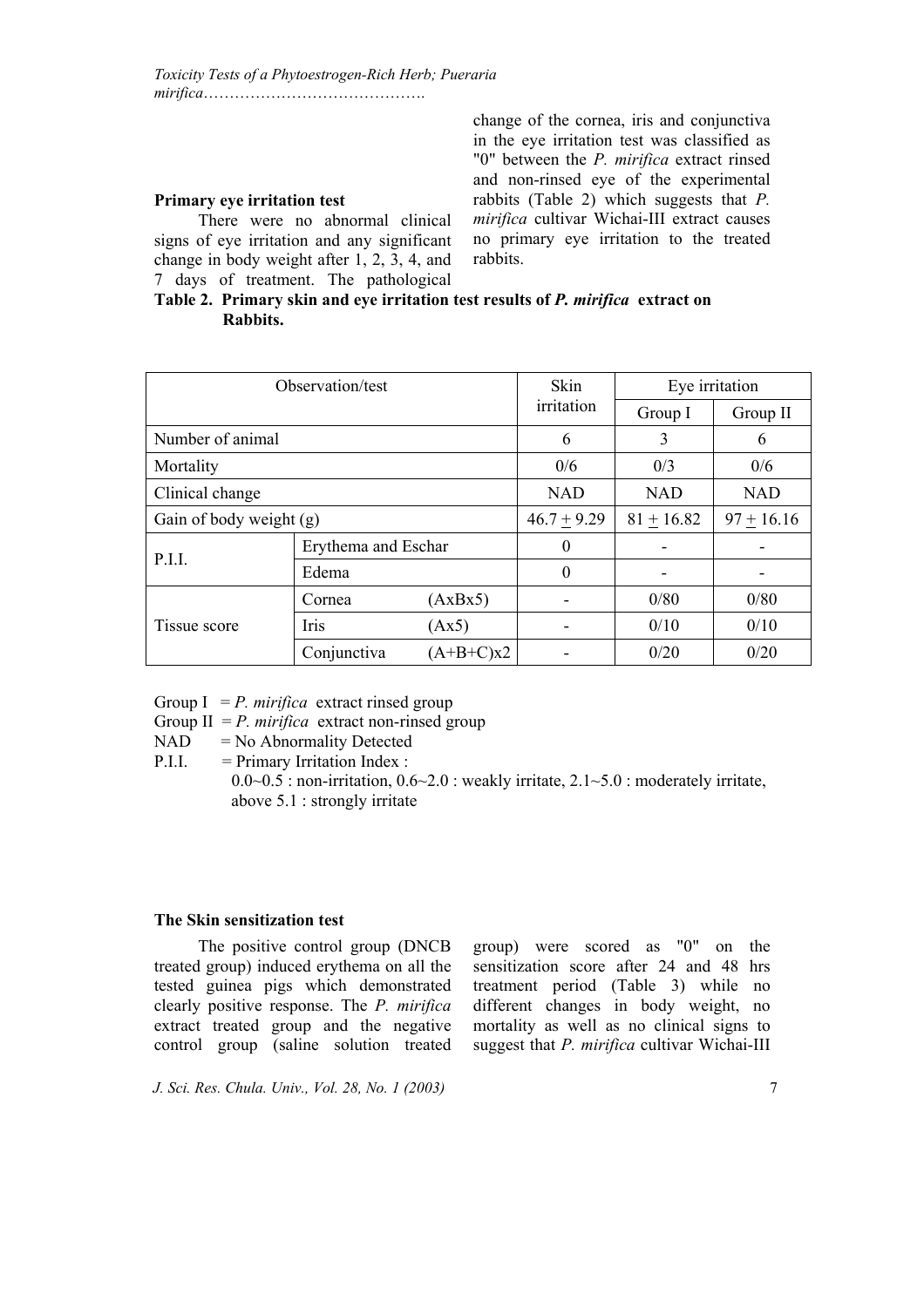### Primary eye irritation test

There were no abnormal clinical signs of eye irritation and any significant change in body weight after 1, 2, 3, 4, and 7 days of treatment. The pathological change of the cornea, iris and conjunctiva in the eye irritation test was classified as "0" between the *P. mirifica* extract rinsed and non-rinsed eye of the experimental rabbits (Table 2) which suggests that *P. mirifica* cultivar Wichai-III extract causes no primary eye irritation to the treated rabbits.

**Table 2. Primary skin and eye irritation test results of *P. mirifica* extract on Rabbits.**

| Observation/test | | | Skin irritation | Eye irritation | |
|---|---|---|---|---|---|
| | | | | Group I | Group II |
| Number of animal | | | 6 | 3 | 6 |
| Mortality | | | 0/6 | 0/3 | 0/6 |
| Clinical change | | | NAD | NAD | NAD |
| Gain of body weight (g) | | | 46.7 ± 9.29 | 81 ± 16.82 | 97 ± 16.16 |
| P.I.I. | Erythema and Eschar | | 0 | - | - |
| | Edema | | 0 | - | - |
| Tissue score | Cornea | (AxBx5) | - | 0/80 | 0/80 |
| | Iris | (Ax5) | - | 0/10 | 0/10 |
| | Conjunctiva | (A+B+C)x2 | - | 0/20 | 0/20 |

Group I = *P. mirifica* extract rinsed group
Group II = *P. mirifica* extract non-rinsed group
NAD = No Abnormality Detected
P.I.I. = Primary Irritation Index :
0.0~0.5 : non-irritation, 0.6~2.0 : weakly irritate, 2.1~5.0 : moderately irritate, above 5.1 : strongly irritate

### The Skin sensitization test

The positive control group (DNCB treated group) induced erythema on all the tested guinea pigs which demonstrated clearly positive response. The *P. mirifica* extract treated group and the negative control group (saline solution treated group) were scored as "0" on the sensitization score after 24 and 48 hrs treatment period (Table 3) while no different changes in body weight, no mortality as well as no clinical signs to suggest that *P. mirifica* cultivar Wichai-III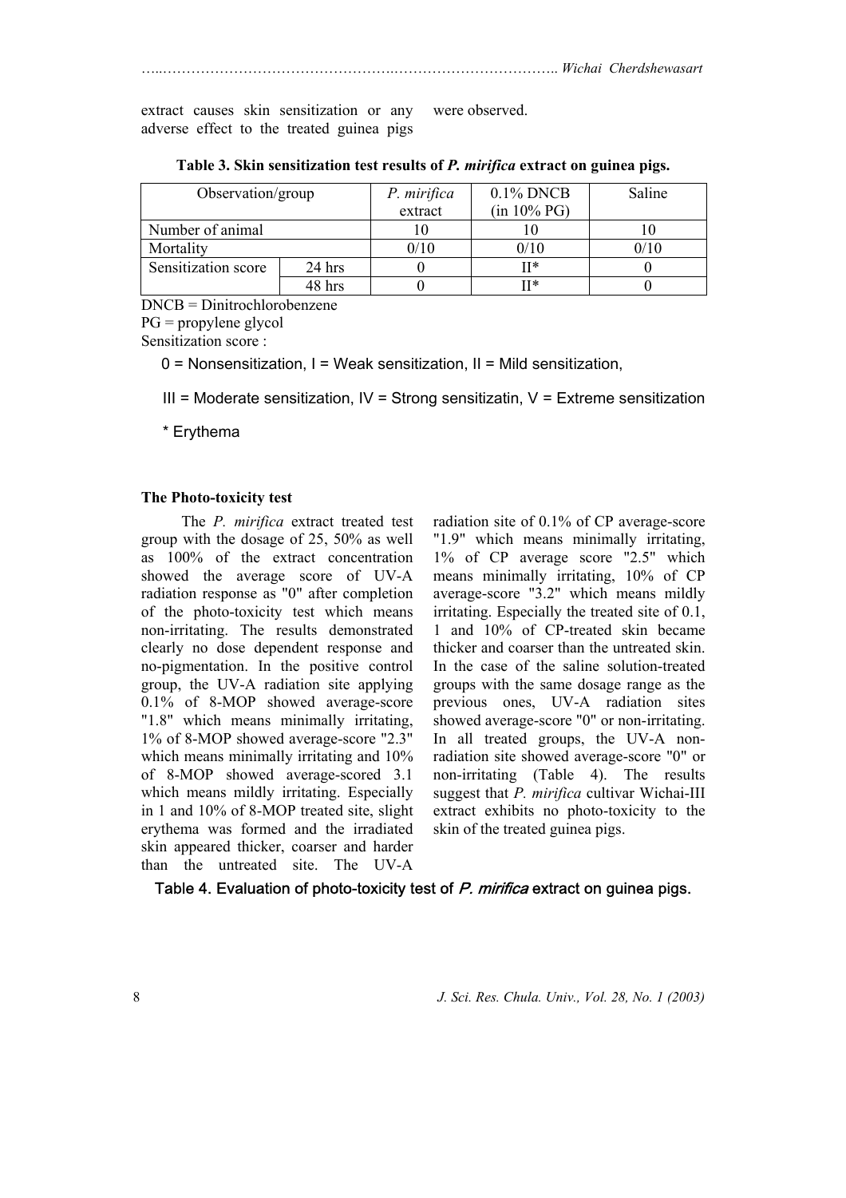extract causes skin sensitization or any adverse effect to the treated guinea pigs were observed.

**Table 3. Skin sensitization test results of *P. mirifica* extract on guinea pigs.**

| Observation/group | | *P. mirifica* extract | 0.1% DNCB (in 10% PG) | Saline |
|---|---|---|---|---|
| Number of animal | | 10 | 10 | 10 |
| Mortality | | 0/10 | 0/10 | 0/10 |
| Sensitization score | 24 hrs | 0 | II* | 0 |
| | 48 hrs | 0 | II* | 0 |

DNCB = Dinitrochlorobenzene

PG = propylene glycol

Sensitization score :

0 = Nonsensitization, I = Weak sensitization, II = Mild sensitization,

III = Moderate sensitization, IV = Strong sensitizatin, V = Extreme sensitization

\* Erythema

### The Photo-toxicity test

The *P. mirifica* extract treated test group with the dosage of 25, 50% as well as 100% of the extract concentration showed the average score of UV-A radiation response as "0" after completion of the photo-toxicity test which means non-irritating. The results demonstrated clearly no dose dependent response and no-pigmentation. In the positive control group, the UV-A radiation site applying 0.1% of 8-MOP showed average-score "1.8" which means minimally irritating, 1% of 8-MOP showed average-score "2.3" which means minimally irritating and 10% of 8-MOP showed average-scored 3.1 which means mildly irritating. Especially in 1 and 10% of 8-MOP treated site, slight erythema was formed and the irradiated skin appeared thicker, coarser and harder than the untreated site. The UV-A radiation site of 0.1% of CP average-score "1.9" which means minimally irritating, 1% of CP average score "2.5" which means minimally irritating, 10% of CP average-score "3.2" which means mildly irritating. Especially the treated site of 0.1, 1 and 10% of CP-treated skin became thicker and coarser than the untreated skin. In the case of the saline solution-treated groups with the same dosage range as the previous ones, UV-A radiation sites showed average-score "0" or non-irritating. In all treated groups, the UV-A non-radiation site showed average-score "0" or non-irritating (Table 4). The results suggest that *P. mirifica* cultivar Wichai-III extract exhibits no photo-toxicity to the skin of the treated guinea pigs.

**Table 4. Evaluation of photo-toxicity test of *P. mirifica* extract on guinea pigs.**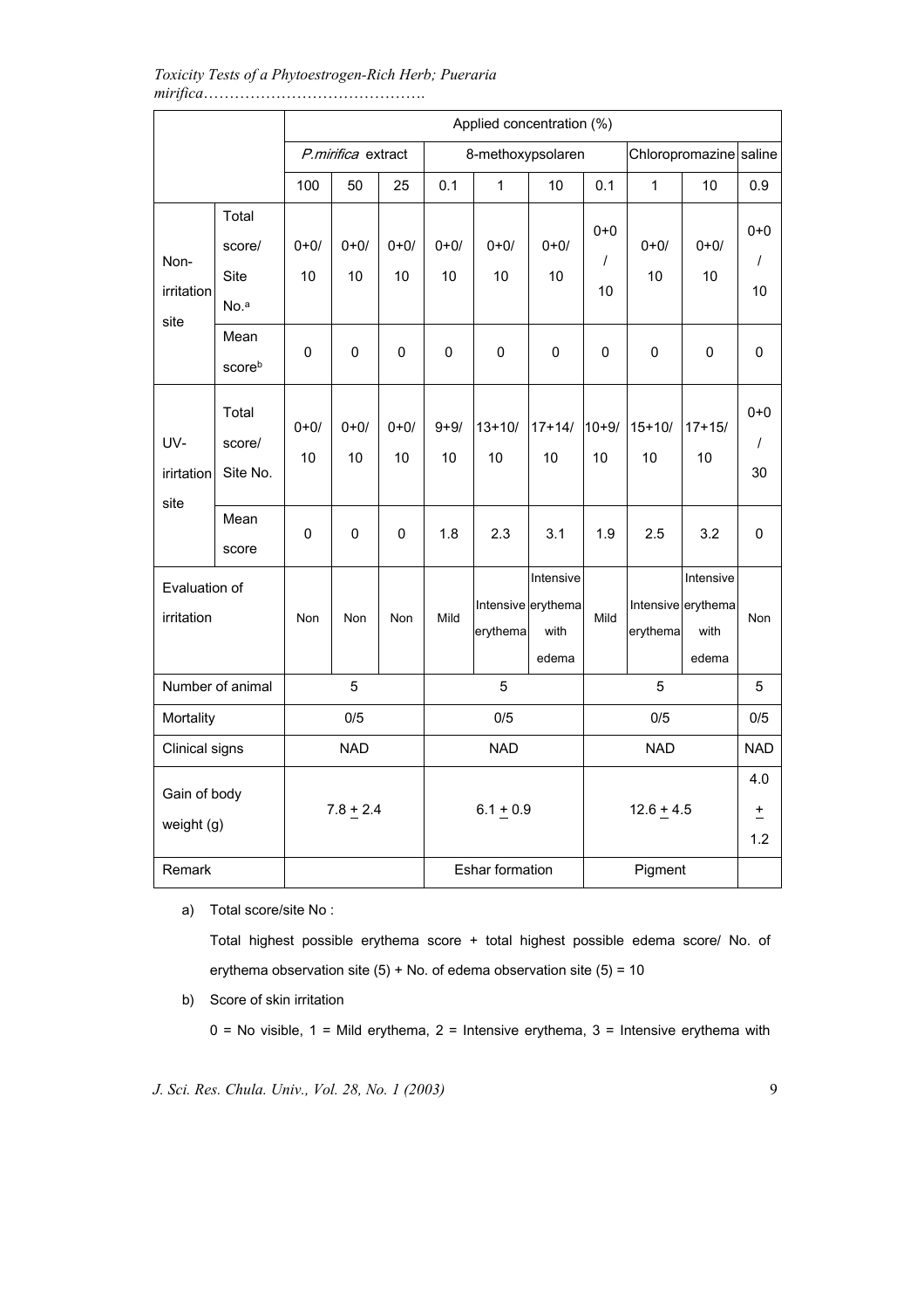| | | Applied concentration (%) | | | | | | | | | |
|---|---|---|---|---|---|---|---|---|---|---|---|
| | | *P.mirifica* extract | | | 8-methoxypsolaren | | | Chloropromazine | | | saline |
| | | 100 | 50 | 25 | 0.1 | 1 | 10 | 0.1 | 1 | 10 | 0.9 |
| Non-irritation site | Total score/ Site No.[a] | 0+0/ 10 | 0+0/ 10 | 0+0/ 10 | 0+0/ 10 | 0+0/ 10 | 0+0/ 10 | 0+0 / 10 | 0+0/ 10 | 0+0/ 10 | 0+0 / 10 |
| | Mean score[b] | 0 | 0 | 0 | 0 | 0 | 0 | 0 | 0 | 0 | 0 |
| UV-irirtation site | Total score/ Site No. | 0+0/ 10 | 0+0/ 10 | 0+0/ 10 | 9+9/ 10 | 13+10/ 10 | 17+14/ 10 | 10+9/ 10 | 15+10/ 10 | 17+15/ 10 | 0+0 / 30 |
| | Mean score | 0 | 0 | 0 | 1.8 | 2.3 | 3.1 | 1.9 | 2.5 | 3.2 | 0 |
| Evaluation of irritation | | Non | Non | Non | Mild | Intensive erythema | Intensive erythema with edema | Mild | Intensive erythema | Intensive erythema with edema | Non |
| Number of animal | | 5 | | | 5 | | | 5 | | | 5 |
| Mortality | | 0/5 | | | 0/5 | | | 0/5 | | | 0/5 |
| Clinical signs | | NAD | | | NAD | | | NAD | | | NAD |
| Gain of body weight (g) | | 7.8 ± 2.4 | | | 6.1 ± 0.9 | | | 12.6 ± 4.5 | | | 4.0 ± 1.2 |
| Remark | | | | | Eshar formation | | | Pigment | | | |

a) Total score/site No :

Total highest possible erythema score + total highest possible edema score/ No. of erythema observation site (5) + No. of edema observation site (5) = 10

b) Score of skin irritation

0 = No visible, 1 = Mild erythema, 2 = Intensive erythema, 3 = Intensive erythema with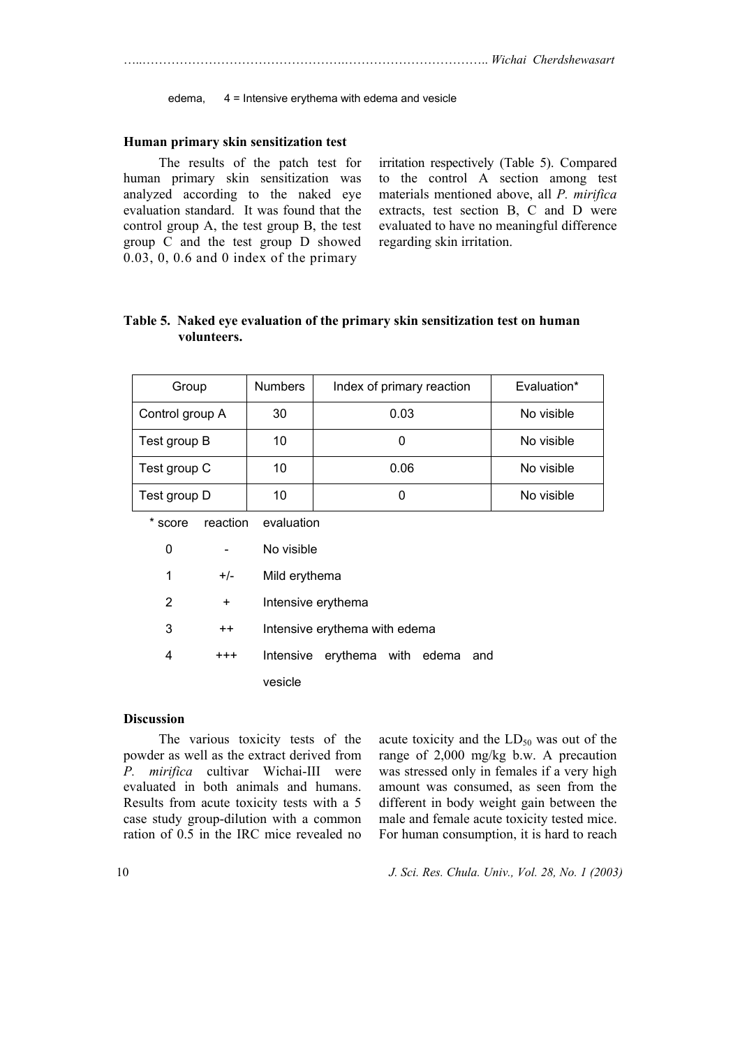edema, 4 = Intensive erythema with edema and vesicle

### Human primary skin sensitization test

The results of the patch test for human primary skin sensitization was analyzed according to the naked eye evaluation standard. It was found that the control group A, the test group B, the test group C and the test group D showed 0.03, 0, 0.6 and 0 index of the primary irritation respectively (Table 5). Compared to the control A section among test materials mentioned above, all *P. mirifica* extracts, test section B, C and D were evaluated to have no meaningful difference regarding skin irritation.

**Table 5. Naked eye evaluation of the primary skin sensitization test on human volunteers.**

| Group | Numbers | Index of primary reaction | Evaluation* |
|---|---|---|---|
| Control group A | 30 | 0.03 | No visible |
| Test group B | 10 | 0 | No visible |
| Test group C | 10 | 0.06 | No visible |
| Test group D | 10 | 0 | No visible |

| * score | reaction | evaluation |
|---|---|---|
| 0 | - | No visible |
| 1 | +/- | Mild erythema |
| 2 | + | Intensive erythema |
| 3 | ++ | Intensive erythema with edema |
| 4 | +++ | Intensive erythema with edema and vesicle |

### Discussion

The various toxicity tests of the powder as well as the extract derived from *P. mirifica* cultivar Wichai-III were evaluated in both animals and humans. Results from acute toxicity tests with a 5 case study group-dilution with a common ration of 0.5 in the IRC mice revealed no acute toxicity and the $LD_{50}$ was out of the range of 2,000 mg/kg b.w. A precaution was stressed only in females if a very high amount was consumed, as seen from the different in body weight gain between the male and female acute toxicity tested mice. For human consumption, it is hard to reach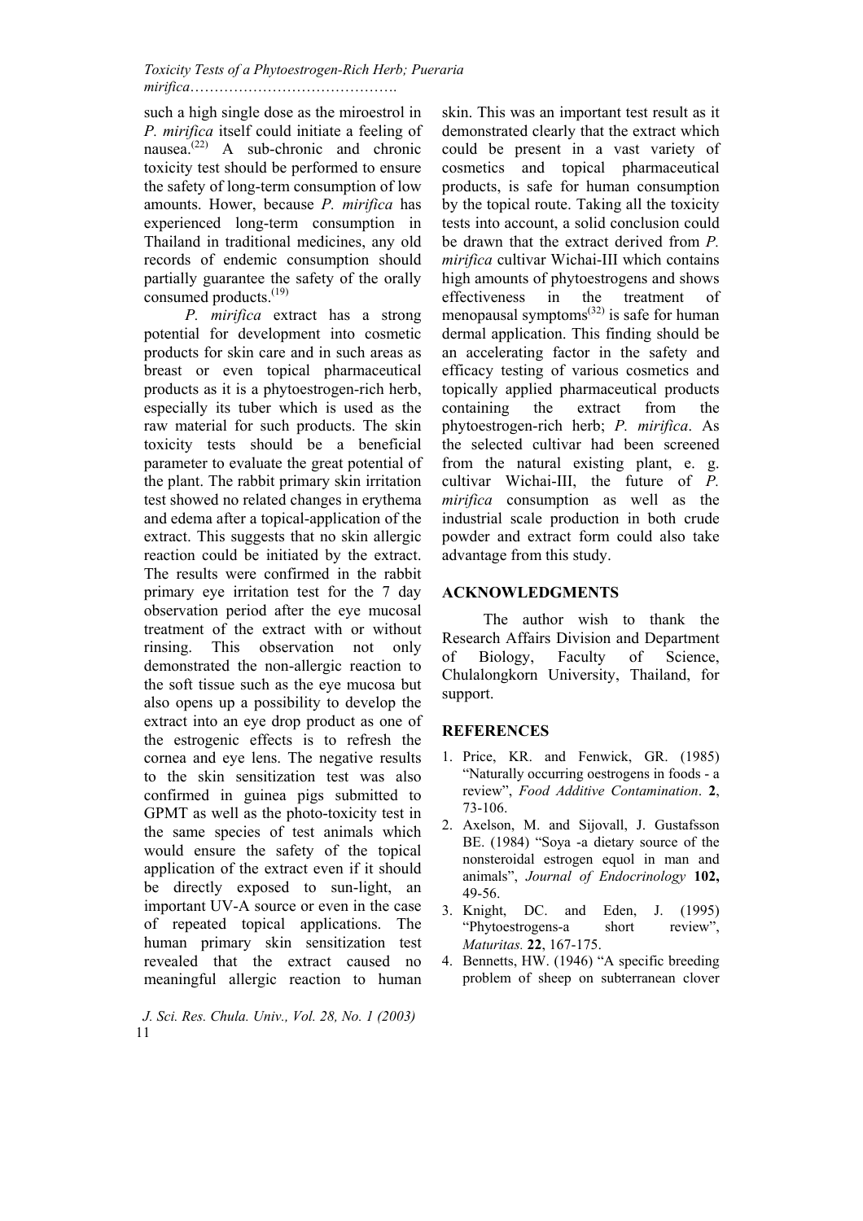such a high single dose as the miroestrol in *P. mirifica* itself could initiate a feeling of nausea.[22] A sub-chronic and chronic toxicity test should be performed to ensure the safety of long-term consumption of low amounts. Hower, because *P. mirifica* has experienced long-term consumption in Thailand in traditional medicines, any old records of endemic consumption should partially guarantee the safety of the orally consumed products.[19]

*P. mirifica* extract has a strong potential for development into cosmetic products for skin care and in such areas as breast or even topical pharmaceutical products as it is a phytoestrogen-rich herb, especially its tuber which is used as the raw material for such products. The skin toxicity tests should be a beneficial parameter to evaluate the great potential of the plant. The rabbit primary skin irritation test showed no related changes in erythema and edema after a topical-application of the extract. This suggests that no skin allergic reaction could be initiated by the extract. The results were confirmed in the rabbit primary eye irritation test for the 7 day observation period after the eye mucosal treatment of the extract with or without rinsing. This observation not only demonstrated the non-allergic reaction to the soft tissue such as the eye mucosa but also opens up a possibility to develop the extract into an eye drop product as one of the estrogenic effects is to refresh the cornea and eye lens. The negative results to the skin sensitization test was also confirmed in guinea pigs submitted to GPMT as well as the photo-toxicity test in the same species of test animals which would ensure the safety of the topical application of the extract even if it should be directly exposed to sun-light, an important UV-A source or even in the case of repeated topical applications. The human primary skin sensitization test revealed that the extract caused no meaningful allergic reaction to human skin. This was an important test result as it demonstrated clearly that the extract which could be present in a vast variety of cosmetics and topical pharmaceutical products, is safe for human consumption by the topical route. Taking all the toxicity tests into account, a solid conclusion could be drawn that the extract derived from *P. mirifica* cultivar Wichai-III which contains high amounts of phytoestrogens and shows effectiveness in the treatment of menopausal symptoms[32] is safe for human dermal application. This finding should be an accelerating factor in the safety and efficacy testing of various cosmetics and topically applied pharmaceutical products containing the extract from the phytoestrogen-rich herb; *P. mirifica*. As the selected cultivar had been screened from the natural existing plant, e. g. cultivar Wichai-III, the future of *P. mirifica* consumption as well as the industrial scale production in both crude powder and extract form could also take advantage from this study.

## ACKNOWLEDGMENTS

The author wish to thank the Research Affairs Division and Department of Biology, Faculty of Science, Chulalongkorn University, Thailand, for support.

## REFERENCES

1. Price, KR. and Fenwick, GR. (1985) "Naturally occurring oestrogens in foods - a review", *Food Additive Contamination*. **2**, 73-106.
2. Axelson, M. and Sijovall, J. Gustafsson BE. (1984) "Soya -a dietary source of the nonsteroidal estrogen equol in man and animals", *Journal of Endocrinology* **102,** 49-56.
3. Knight, DC. and Eden, J. (1995) "Phytoestrogens-a short review", *Maturitas.* **22**, 167-175.
4. Bennetts, HW. (1946) "A specific breeding problem of sheep on subterranean clover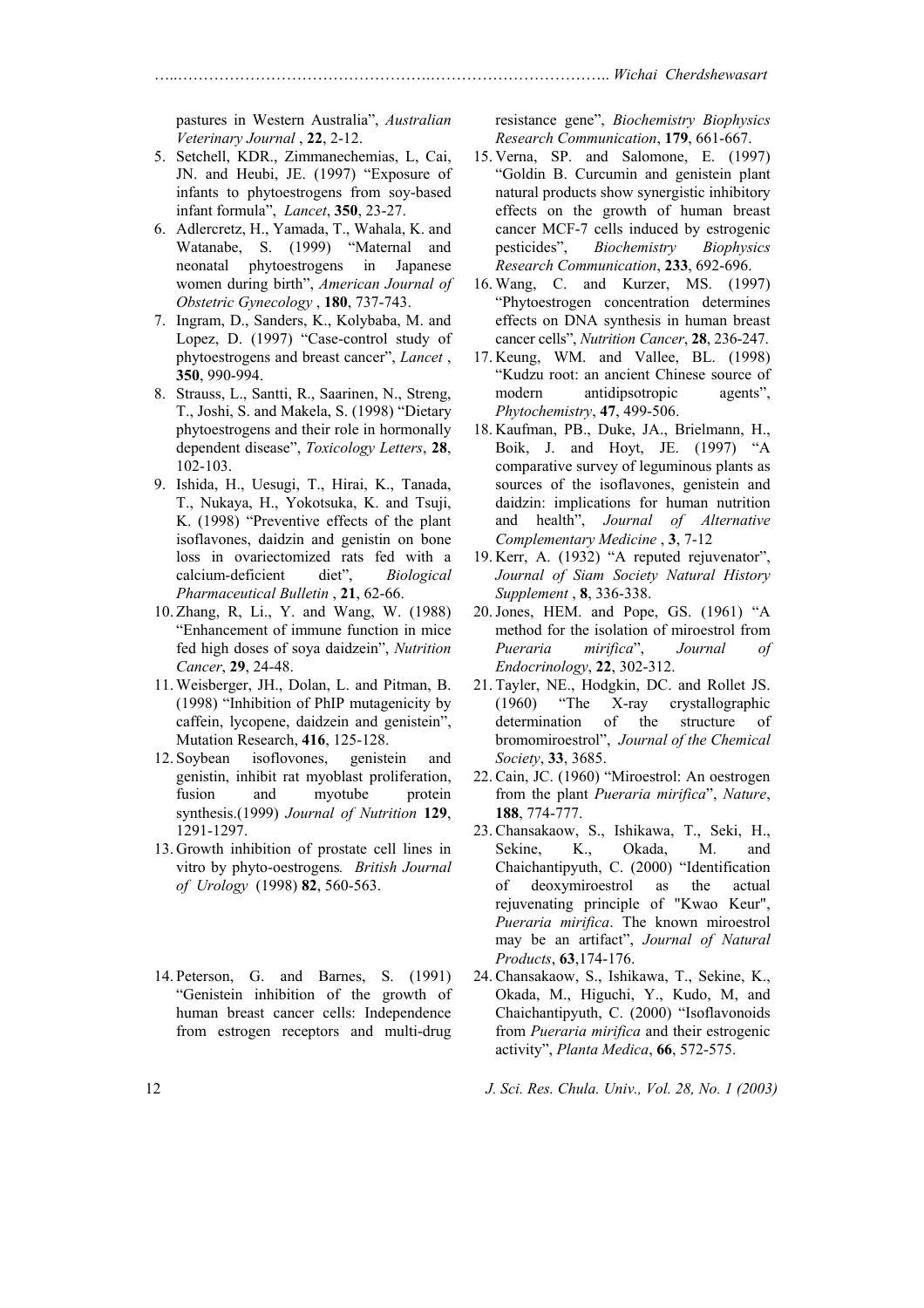pastures in Western Australia", *Australian Veterinary Journal* , **22**, 2-12.

5. Setchell, KDR., Zimmanechemias, L, Cai, JN. and Heubi, JE. (1997) "Exposure of infants to phytoestrogens from soy-based infant formula", *Lancet*, **350**, 23-27.
6. Adlercretz, H., Yamada, T., Wahala, K. and Watanabe, S. (1999) "Maternal and neonatal phytoestrogens in Japanese women during birth", *American Journal of Obstetric Gynecology* , **180**, 737-743.
7. Ingram, D., Sanders, K., Kolybaba, M. and Lopez, D. (1997) "Case-control study of phytoestrogens and breast cancer", *Lancet* , **350**, 990-994.
8. Strauss, L., Santti, R., Saarinen, N., Streng, T., Joshi, S. and Makela, S. (1998) "Dietary phytoestrogens and their role in hormonally dependent disease", *Toxicology Letters*, **28**, 102-103.
9. Ishida, H., Uesugi, T., Hirai, K., Tanada, T., Nukaya, H., Yokotsuka, K. and Tsuji, K. (1998) "Preventive effects of the plant isoflavones, daidzin and genistin on bone loss in ovariectomized rats fed with a calcium-deficient diet", *Biological Pharmaceutical Bulletin* , **21**, 62-66.
10. Zhang, R, Li., Y. and Wang, W. (1988) "Enhancement of immune function in mice fed high doses of soya daidzein", *Nutrition Cancer*, **29**, 24-48.
11. Weisberger, JH., Dolan, L. and Pitman, B. (1998) "Inhibition of PhIP mutagenicity by caffein, lycopene, daidzein and genistein", Mutation Research, **416**, 125-128.
12. Soybean isoflovones, genistein and genistin, inhibit rat myoblast proliferation, fusion and myotube protein synthesis.(1999) *Journal of Nutrition* **129**, 1291-1297.
13. Growth inhibition of prostate cell lines in vitro by phyto-oestrogens*. British Journal of Urology* (1998) **82**, 560-563.
14. Peterson, G. and Barnes, S. (1991) "Genistein inhibition of the growth of human breast cancer cells: Independence from estrogen receptors and multi-drug resistance gene", *Biochemistry Biophysics Research Communication*, **179**, 661-667.
15. Verna, SP. and Salomone, E. (1997) "Goldin B. Curcumin and genistein plant natural products show synergistic inhibitory effects on the growth of human breast cancer MCF-7 cells induced by estrogenic pesticides", *Biochemistry Biophysics Research Communication*, **233**, 692-696.
16. Wang, C. and Kurzer, MS. (1997) "Phytoestrogen concentration determines effects on DNA synthesis in human breast cancer cells", *Nutrition Cancer*, **28**, 236-247.
17. Keung, WM. and Vallee, BL. (1998) "Kudzu root: an ancient Chinese source of modern antidipsotropic agents", *Phytochemistry*, **47**, 499-506.
18. Kaufman, PB., Duke, JA., Brielmann, H., Boik, J. and Hoyt, JE. (1997) "A comparative survey of leguminous plants as sources of the isoflavones, genistein and daidzin: implications for human nutrition and health", *Journal of Alternative Complementary Medicine* , **3**, 7-12
19. Kerr, A. (1932) "A reputed rejuvenator", *Journal of Siam Society Natural History Supplement* , **8**, 336-338.
20. Jones, HEM. and Pope, GS. (1961) "A method for the isolation of miroestrol from *Pueraria mirifica*", *Journal of Endocrinology*, **22**, 302-312.
21. Tayler, NE., Hodgkin, DC. and Rollet JS. (1960) "The X-ray crystallographic determination of the structure of bromomiroestrol", *Journal of the Chemical Society*, **33**, 3685.
22. Cain, JC. (1960) "Miroestrol: An oestrogen from the plant *Pueraria mirifica*", *Nature*, **188**, 774-777.
23. Chansakaow, S., Ishikawa, T., Seki, H., Sekine, K., Okada, M. and Chaichantipyuth, C. (2000) "Identification of deoxymiroestrol as the actual rejuvenating principle of "Kwao Keur", *Pueraria mirifica*. The known miroestrol may be an artifact", *Journal of Natural Products*, **63**,174-176.
24. Chansakaow, S., Ishikawa, T., Sekine, K., Okada, M., Higuchi, Y., Kudo, M, and Chaichantipyuth, C. (2000) "Isoflavonoids from *Pueraria mirifica* and their estrogenic activity", *Planta Medica*, **66**, 572-575.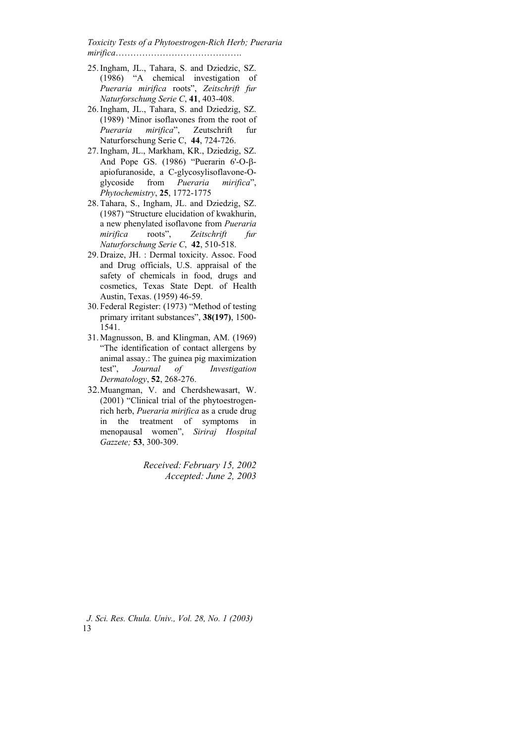25. Ingham, JL., Tahara, S. and Dziedzic, SZ. (1986) “A chemical investigation of *Pueraria mirifica* roots”, *Zeitschrift fur Naturforschung Serie C*, **41**, 403-408.
26. Ingham, JL., Tahara, S. and Dziedzig, SZ. (1989) ‘Minor isoflavones from the root of *Pueraria mirifica*”, Zeutschrift fur Naturforschung Serie C, **44**, 724-726.
27. Ingham, JL., Markham, KR., Dziedzig, SZ. And Pope GS. (1986) “Puerarin 6'-O-β-apiofuranoside, a C-glycosylisoflavone-O-glycoside from *Pueraria mirifica*”, *Phytochemistry*, **25**, 1772-1775
28. Tahara, S., Ingham, JL. and Dziedzig, SZ. (1987) “Structure elucidation of kwakhurin, a new phenylated isoflavone from *Pueraria mirifica* roots”, *Zeitschrift fur Naturforschung Serie C*, **42**, 510-518.
29. Draize, JH. : Dermal toxicity. Assoc. Food and Drug officials, U.S. appraisal of the safety of chemicals in food, drugs and cosmetics, Texas State Dept. of Health Austin, Texas. (1959) 46-59.
30. Federal Register: (1973) “Method of testing primary irritant substances”, **38(197)**, 1500-1541.
31. Magnusson, B. and Klingman, AM. (1969) “The identification of contact allergens by animal assay.: The guinea pig maximization test”, *Journal of Investigation Dermatology*, **52**, 268-276.
32. Muangman, V. and Cherdshewasart, W. (2001) “Clinical trial of the phytoestrogen-rich herb, *Pueraria mirifica* as a crude drug in the treatment of symptoms in menopausal women”, *Siriraj Hospital Gazzete;* **53**, 300-309.

*Received: February 15, 2002*
*Accepted: June 2, 2003*